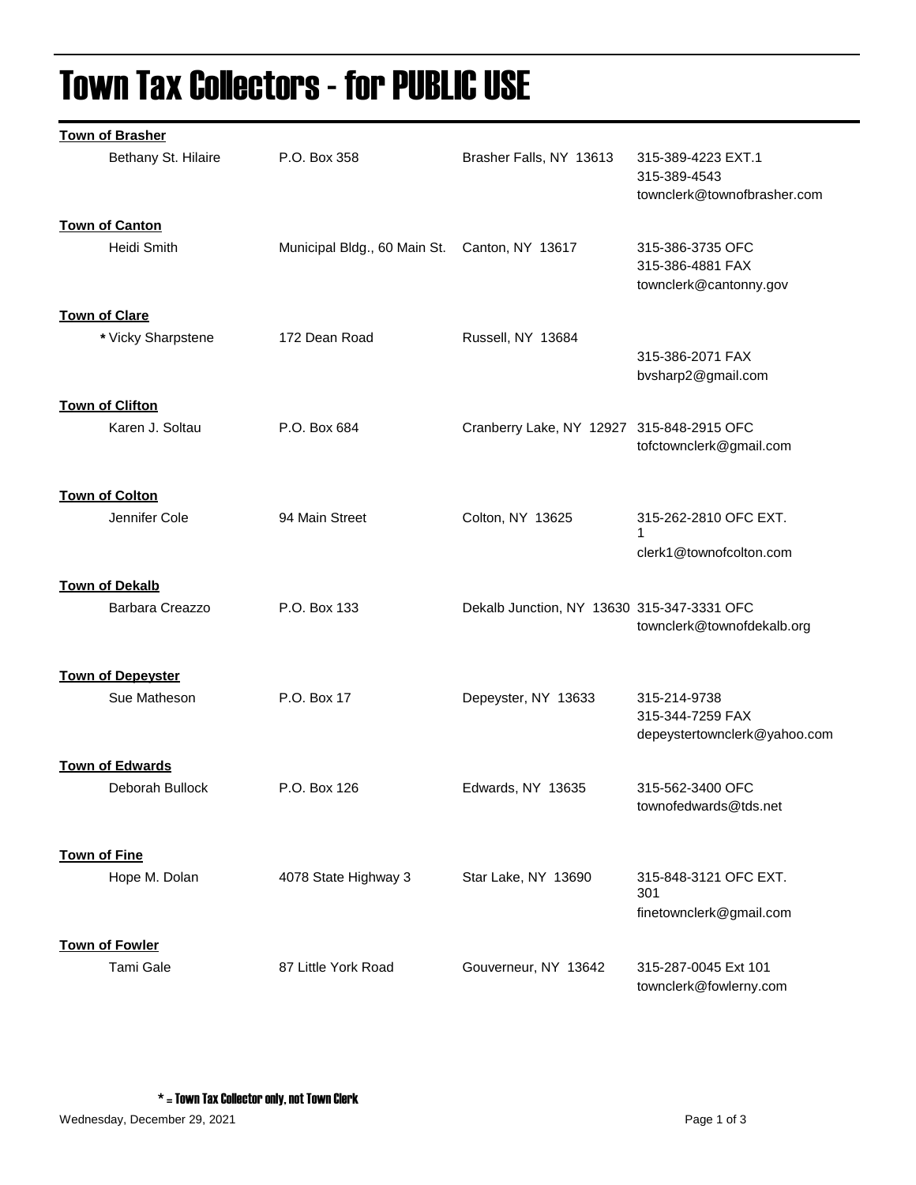# Town Tax Collectors - for PUBLIC USE

| Town / Name | Address | City, State ZIP | Contact |
|---|---|---|---|
| **Town of Brasher** | | | |
| Bethany St. Hilaire | P.O. Box 358 | Brasher Falls, NY 13613 | 315-389-4223 EXT.1<br>315-389-4543<br>townclerk@townofbrasher.com |
| **Town of Canton** | | | |
| Heidi Smith | Municipal Bldg., 60 Main St. | Canton, NY 13617 | 315-386-3735 OFC<br>315-386-4881 FAX<br>townclerk@cantonny.gov |
| **Town of Clare** | | | |
| * Vicky Sharpstene | 172 Dean Road | Russell, NY 13684 | 315-386-2071 FAX<br>bvsharp2@gmail.com |
| **Town of Clifton** | | | |
| Karen J. Soltau | P.O. Box 684 | Cranberry Lake, NY 12927 | 315-848-2915 OFC<br>tofctownclerk@gmail.com |
| **Town of Colton** | | | |
| Jennifer Cole | 94 Main Street | Colton, NY 13625 | 315-262-2810 OFC EXT. 1<br>clerk1@townofcolton.com |
| **Town of Dekalb** | | | |
| Barbara Creazzo | P.O. Box 133 | Dekalb Junction, NY 13630 | 315-347-3331 OFC<br>townclerk@townofdekalb.org |
| **Town of Depeyster** | | | |
| Sue Matheson | P.O. Box 17 | Depeyster, NY 13633 | 315-214-9738<br>315-344-7259 FAX<br>depeystertownclerk@yahoo.com |
| **Town of Edwards** | | | |
| Deborah Bullock | P.O. Box 126 | Edwards, NY 13635 | 315-562-3400 OFC<br>townofedwards@tds.net |
| **Town of Fine** | | | |
| Hope M. Dolan | 4078 State Highway 3 | Star Lake, NY 13690 | 315-848-3121 OFC EXT. 301<br>finetownclerk@gmail.com |
| **Town of Fowler** | | | |
| Tami Gale | 87 Little York Road | Gouverneur, NY 13642 | 315-287-0045 Ext 101<br>townclerk@fowlerny.com |

* = Town Tax Collector only, not Town Clerk

Wednesday, December 29, 2021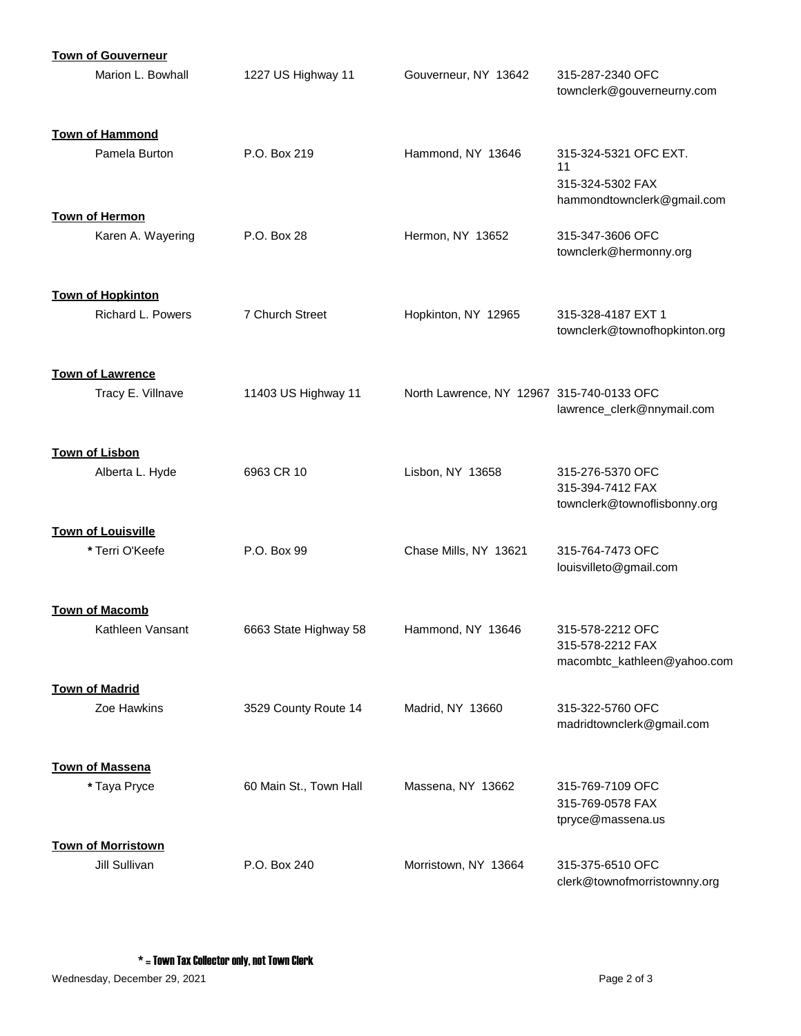**Town of Gouverneur**

| Name | Address | City | Contact |
|---|---|---|---|
| Marion L. Bowhall | 1227 US Highway 11 | Gouverneur, NY 13642 | 315-287-2340 OFC<br>townclerk@gouverneurny.com |

**Town of Hammond**

| Name | Address | City | Contact |
|---|---|---|---|
| Pamela Burton | P.O. Box 219 | Hammond, NY 13646 | 315-324-5321 OFC EXT. 11<br>315-324-5302 FAX<br>hammondtownclerk@gmail.com |

**Town of Hermon**

| Name | Address | City | Contact |
|---|---|---|---|
| Karen A. Wayering | P.O. Box 28 | Hermon, NY 13652 | 315-347-3606 OFC<br>townclerk@hermonny.org |

**Town of Hopkinton**

| Name | Address | City | Contact |
|---|---|---|---|
| Richard L. Powers | 7 Church Street | Hopkinton, NY 12965 | 315-328-4187 EXT 1<br>townclerk@townofhopkinton.org |

**Town of Lawrence**

| Name | Address | City | Contact |
|---|---|---|---|
| Tracy E. Villnave | 11403 US Highway 11 | North Lawrence, NY 12967 | 315-740-0133 OFC<br>lawrence_clerk@nnymail.com |

**Town of Lisbon**

| Name | Address | City | Contact |
|---|---|---|---|
| Alberta L. Hyde | 6963 CR 10 | Lisbon, NY 13658 | 315-276-5370 OFC<br>315-394-7412 FAX<br>townclerk@townoflisbonny.org |

**Town of Louisville**

| Name | Address | City | Contact |
|---|---|---|---|
| * Terri O'Keefe | P.O. Box 99 | Chase Mills, NY 13621 | 315-764-7473 OFC<br>louisvilleto@gmail.com |

**Town of Macomb**

| Name | Address | City | Contact |
|---|---|---|---|
| Kathleen Vansant | 6663 State Highway 58 | Hammond, NY 13646 | 315-578-2212 OFC<br>315-578-2212 FAX<br>macombtc_kathleen@yahoo.com |

**Town of Madrid**

| Name | Address | City | Contact |
|---|---|---|---|
| Zoe Hawkins | 3529 County Route 14 | Madrid, NY 13660 | 315-322-5760 OFC<br>madridtownclerk@gmail.com |

**Town of Massena**

| Name | Address | City | Contact |
|---|---|---|---|
| * Taya Pryce | 60 Main St., Town Hall | Massena, NY 13662 | 315-769-7109 OFC<br>315-769-0578 FAX<br>tpryce@massena.us |

**Town of Morristown**

| Name | Address | City | Contact |
|---|---|---|---|
| Jill Sullivan | P.O. Box 240 | Morristown, NY 13664 | 315-375-6510 OFC<br>clerk@townofmorristownny.org |

* = Town Tax Collector only, not Town Clerk

Wednesday, December 29, 2021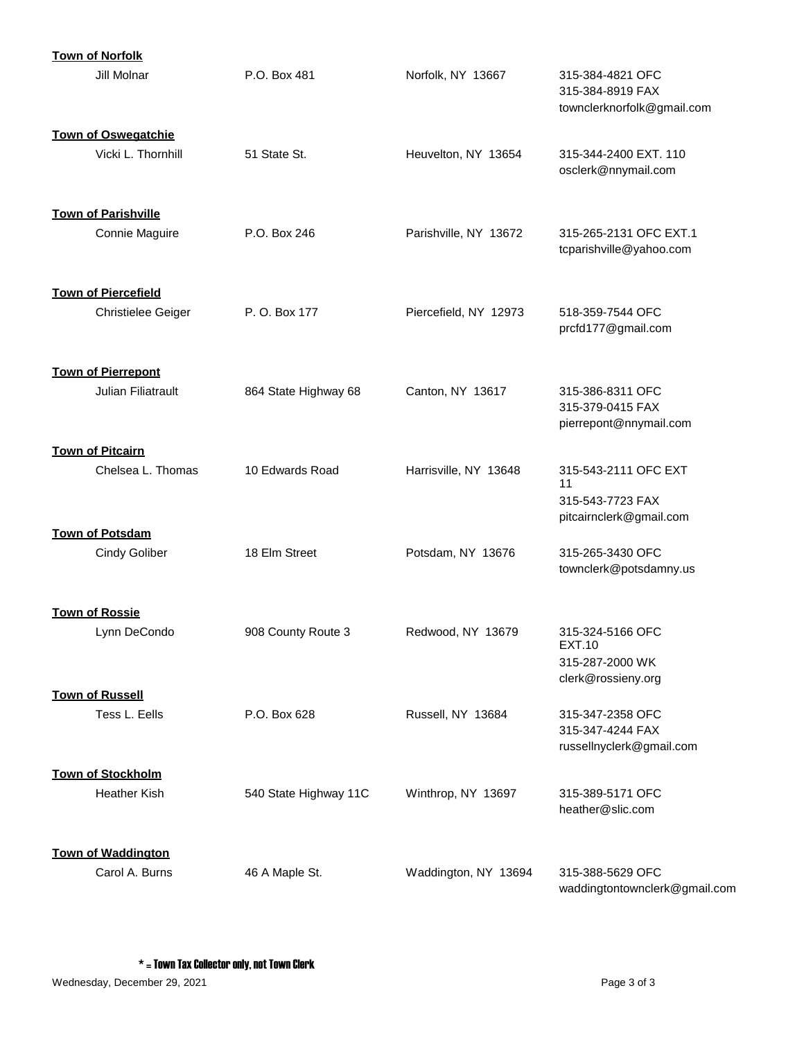**Town of Norfolk**

| | | | |
|---|---|---|---|
| Jill Molnar | P.O. Box 481 | Norfolk, NY 13667 | 315-384-4821 OFC<br>315-384-8919 FAX<br>townclerknorfolk@gmail.com |

**Town of Oswegatchie**

| | | | |
|---|---|---|---|
| Vicki L. Thornhill | 51 State St. | Heuvelton, NY 13654 | 315-344-2400 EXT. 110<br>osclerk@nnymail.com |

**Town of Parishville**

| | | | |
|---|---|---|---|
| Connie Maguire | P.O. Box 246 | Parishville, NY 13672 | 315-265-2131 OFC EXT.1<br>tcparishville@yahoo.com |

**Town of Piercefield**

| | | | |
|---|---|---|---|
| Christielee Geiger | P. O. Box 177 | Piercefield, NY 12973 | 518-359-7544 OFC<br>prcfd177@gmail.com |

**Town of Pierrepont**

| | | | |
|---|---|---|---|
| Julian Filiatrault | 864 State Highway 68 | Canton, NY 13617 | 315-386-8311 OFC<br>315-379-0415 FAX<br>pierrepont@nnymail.com |

**Town of Pitcairn**

| | | | |
|---|---|---|---|
| Chelsea L. Thomas | 10 Edwards Road | Harrisville, NY 13648 | 315-543-2111 OFC EXT 11<br>315-543-7723 FAX<br>pitcairnclerk@gmail.com |

**Town of Potsdam**

| | | | |
|---|---|---|---|
| Cindy Goliber | 18 Elm Street | Potsdam, NY 13676 | 315-265-3430 OFC<br>townclerk@potsdamny.us |

**Town of Rossie**

| | | | |
|---|---|---|---|
| Lynn DeCondo | 908 County Route 3 | Redwood, NY 13679 | 315-324-5166 OFC EXT.10<br>315-287-2000 WK<br>clerk@rossieny.org |

**Town of Russell**

| | | | |
|---|---|---|---|
| Tess L. Eells | P.O. Box 628 | Russell, NY 13684 | 315-347-2358 OFC<br>315-347-4244 FAX<br>russellnyclerk@gmail.com |

**Town of Stockholm**

| | | | |
|---|---|---|---|
| Heather Kish | 540 State Highway 11C | Winthrop, NY 13697 | 315-389-5171 OFC<br>heather@slic.com |

**Town of Waddington**

| | | | |
|---|---|---|---|
| Carol A. Burns | 46 A Maple St. | Waddington, NY 13694 | 315-388-5629 OFC<br>waddingtontownclerk@gmail.com |

**\* = Town Tax Collector only, not Town Clerk**

Wednesday, December 29, 2021